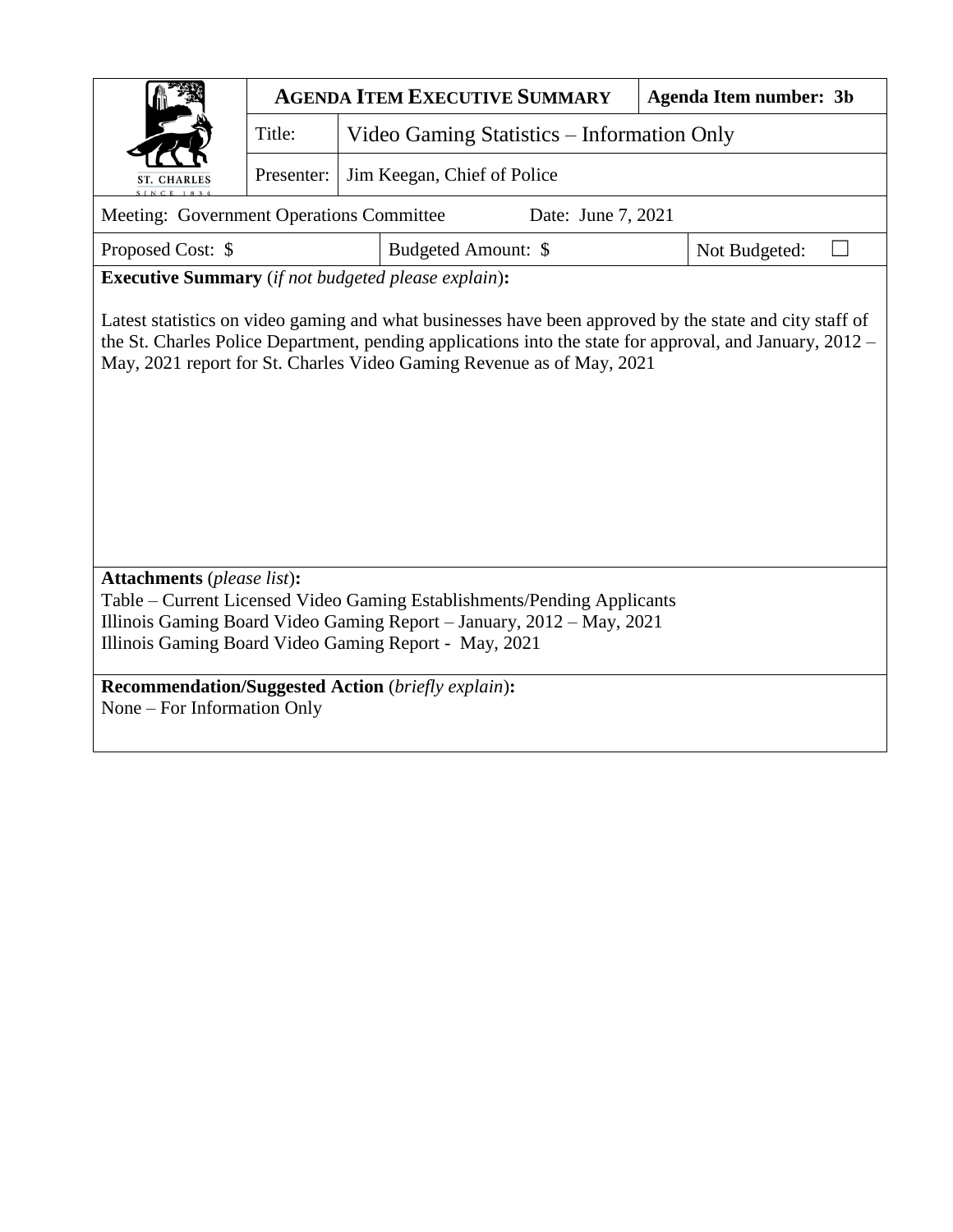| ST. CHARLES SINCE 1834 | **AGENDA ITEM EXECUTIVE SUMMARY** | | **Agenda Item number: 3b** |
|---|---|---|---|
| | Title: | Video Gaming Statistics – Information Only | |
| | Presenter: | Jim Keegan, Chief of Police | |

| Meeting: Government Operations Committee | Date: June 7, 2021 | |
|---|---|---|
| Proposed Cost: $ | Budgeted Amount: $ | Not Budgeted: ☐ |

**Executive Summary** (*if not budgeted please explain*)**:**

Latest statistics on video gaming and what businesses have been approved by the state and city staff of the St. Charles Police Department, pending applications into the state for approval, and January, 2012 – May, 2021 report for St. Charles Video Gaming Revenue as of May, 2021

**Attachments** (*please list*)**:**

Table – Current Licensed Video Gaming Establishments/Pending Applicants
Illinois Gaming Board Video Gaming Report – January, 2012 – May, 2021
Illinois Gaming Board Video Gaming Report - May, 2021

**Recommendation/Suggested Action** (*briefly explain*)**:**

None – For Information Only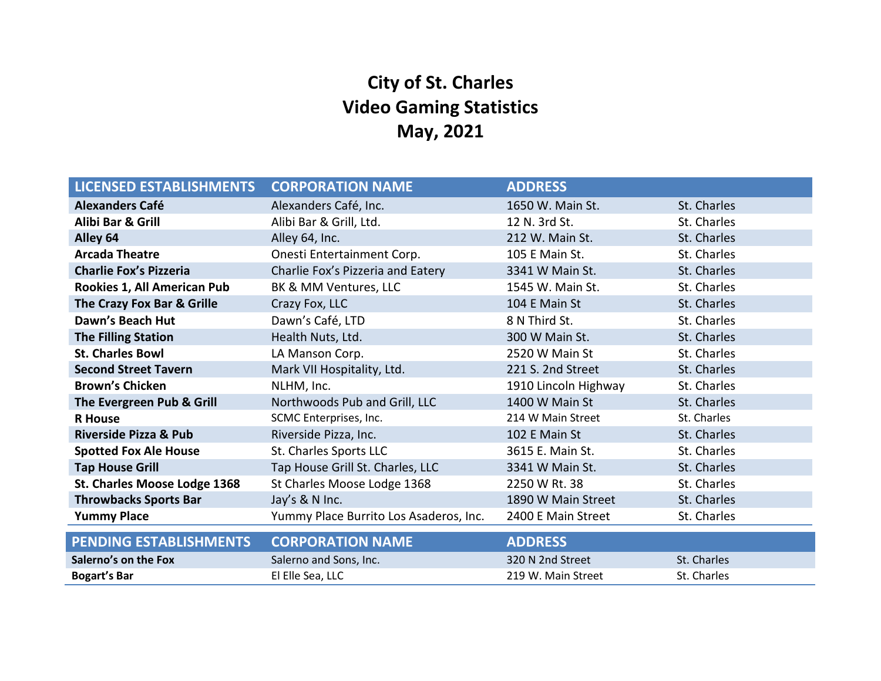# City of St. Charles
# Video Gaming Statistics
# May, 2021

| LICENSED ESTABLISHMENTS | CORPORATION NAME | ADDRESS | |
|---|---|---|---|
| **Alexanders Café** | Alexanders Café, Inc. | 1650 W. Main St. | St. Charles |
| **Alibi Bar & Grill** | Alibi Bar & Grill, Ltd. | 12 N. 3rd St. | St. Charles |
| **Alley 64** | Alley 64, Inc. | 212 W. Main St. | St. Charles |
| **Arcada Theatre** | Onesti Entertainment Corp. | 105 E Main St. | St. Charles |
| **Charlie Fox's Pizzeria** | Charlie Fox's Pizzeria and Eatery | 3341 W Main St. | St. Charles |
| **Rookies 1, All American Pub** | BK & MM Ventures, LLC | 1545 W. Main St. | St. Charles |
| **The Crazy Fox Bar & Grille** | Crazy Fox, LLC | 104 E Main St | St. Charles |
| **Dawn's Beach Hut** | Dawn's Café, LTD | 8 N Third St. | St. Charles |
| **The Filling Station** | Health Nuts, Ltd. | 300 W Main St. | St. Charles |
| **St. Charles Bowl** | LA Manson Corp. | 2520 W Main St | St. Charles |
| **Second Street Tavern** | Mark VII Hospitality, Ltd. | 221 S. 2nd Street | St. Charles |
| **Brown's Chicken** | NLHM, Inc. | 1910 Lincoln Highway | St. Charles |
| **The Evergreen Pub & Grill** | Northwoods Pub and Grill, LLC | 1400 W Main St | St. Charles |
| **R House** | SCMC Enterprises, Inc. | 214 W Main Street | St. Charles |
| **Riverside Pizza & Pub** | Riverside Pizza, Inc. | 102 E Main St | St. Charles |
| **Spotted Fox Ale House** | St. Charles Sports LLC | 3615 E. Main St. | St. Charles |
| **Tap House Grill** | Tap House Grill St. Charles, LLC | 3341 W Main St. | St. Charles |
| **St. Charles Moose Lodge 1368** | St Charles Moose Lodge 1368 | 2250 W Rt. 38 | St. Charles |
| **Throwbacks Sports Bar** | Jay's & N Inc. | 1890 W Main Street | St. Charles |
| **Yummy Place** | Yummy Place Burrito Los Asaderos, Inc. | 2400 E Main Street | St. Charles |

| PENDING ESTABLISHMENTS | CORPORATION NAME | ADDRESS | |
|---|---|---|---|
| **Salerno's on the Fox** | Salerno and Sons, Inc. | 320 N 2nd Street | St. Charles |
| **Bogart's Bar** | El Elle Sea, LLC | 219 W. Main Street | St. Charles |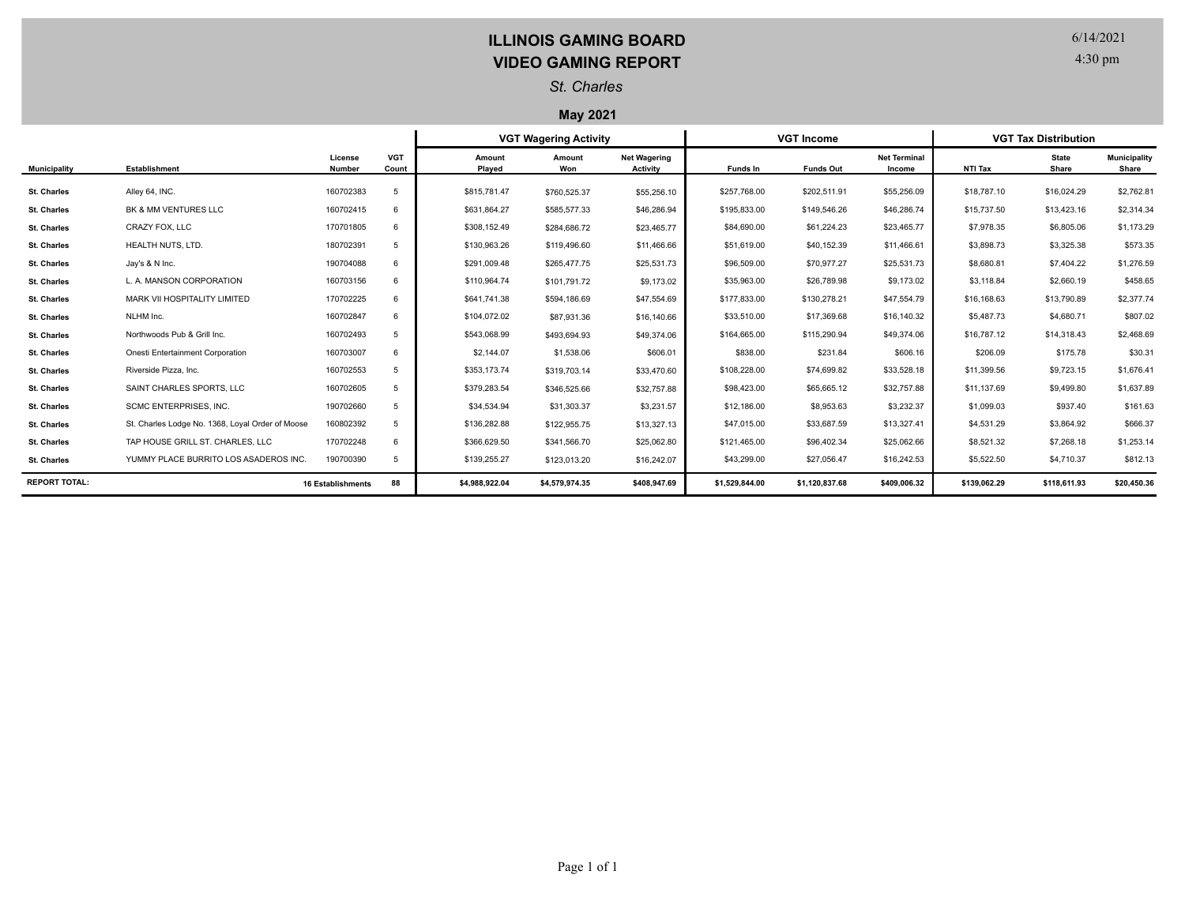# ILLINOIS GAMING BOARD
## VIDEO GAMING REPORT

*St. Charles*

**May 2021**

6/14/2021
4:30 pm

| | | | | VGT Wagering Activity | | | VGT Income | | | VGT Tax Distribution | | |
|---|---|---|---|---|---|---|---|---|---|---|---|---|
| **Municipality** | **Establishment** | **License Number** | **VGT Count** | **Amount Played** | **Amount Won** | **Net Wagering Activity** | **Funds In** | **Funds Out** | **Net Terminal Income** | **NTI Tax** | **State Share** | **Municipality Share** |
| **St. Charles** | Alley 64, INC. | 160702383 | 5 | $815,781.47 | $760,525.37 | $55,256.10 | $257,768.00 | $202,511.91 | $55,256.09 | $18,787.10 | $16,024.29 | $2,762.81 |
| **St. Charles** | BK & MM VENTURES LLC | 160702415 | 6 | $631,864.27 | $585,577.33 | $46,286.94 | $195,833.00 | $149,546.26 | $46,286.74 | $15,737.50 | $13,423.16 | $2,314.34 |
| **St. Charles** | CRAZY FOX, LLC | 170701805 | 6 | $308,152.49 | $284,686.72 | $23,465.77 | $84,690.00 | $61,224.23 | $23,465.77 | $7,978.35 | $6,805.06 | $1,173.29 |
| **St. Charles** | HEALTH NUTS, LTD. | 180702391 | 5 | $130,963.26 | $119,496.60 | $11,466.66 | $51,619.00 | $40,152.39 | $11,466.61 | $3,898.73 | $3,325.38 | $573.35 |
| **St. Charles** | Jay's & N Inc. | 190704088 | 6 | $291,009.48 | $265,477.75 | $25,531.73 | $96,509.00 | $70,977.27 | $25,531.73 | $8,680.81 | $7,404.22 | $1,276.59 |
| **St. Charles** | L. A. MANSON CORPORATION | 160703156 | 6 | $110,964.74 | $101,791.72 | $9,173.02 | $35,963.00 | $26,789.98 | $9,173.02 | $3,118.84 | $2,660.19 | $458.65 |
| **St. Charles** | MARK VII HOSPITALITY LIMITED | 170702225 | 6 | $641,741.38 | $594,186.69 | $47,554.69 | $177,833.00 | $130,278.21 | $47,554.79 | $16,168.63 | $13,790.89 | $2,377.74 |
| **St. Charles** | NLHM Inc. | 160702847 | 6 | $104,072.02 | $87,931.36 | $16,140.66 | $33,510.00 | $17,369.68 | $16,140.32 | $5,487.73 | $4,680.71 | $807.02 |
| **St. Charles** | Northwoods Pub & Grill Inc. | 160702493 | 5 | $543,068.99 | $493,694.93 | $49,374.06 | $164,665.00 | $115,290.94 | $49,374.06 | $16,787.12 | $14,318.43 | $2,468.69 |
| **St. Charles** | Onesti Entertainment Corporation | 160703007 | 6 | $2,144.07 | $1,538.06 | $606.01 | $838.00 | $231.84 | $606.16 | $206.09 | $175.78 | $30.31 |
| **St. Charles** | Riverside Pizza, Inc. | 160702553 | 5 | $353,173.74 | $319,703.14 | $33,470.60 | $108,228.00 | $74,699.82 | $33,528.18 | $11,399.56 | $9,723.15 | $1,676.41 |
| **St. Charles** | SAINT CHARLES SPORTS, LLC | 160702605 | 5 | $379,283.54 | $346,525.66 | $32,757.88 | $98,423.00 | $65,665.12 | $32,757.88 | $11,137.69 | $9,499.80 | $1,637.89 |
| **St. Charles** | SCMC ENTERPRISES, INC. | 190702660 | 5 | $34,534.94 | $31,303.37 | $3,231.57 | $12,186.00 | $8,953.63 | $3,232.37 | $1,099.03 | $937.40 | $161.63 |
| **St. Charles** | St. Charles Lodge No. 1368, Loyal Order of Moose | 160802392 | 5 | $136,282.88 | $122,955.75 | $13,327.13 | $47,015.00 | $33,687.59 | $13,327.41 | $4,531.29 | $3,864.92 | $666.37 |
| **St. Charles** | TAP HOUSE GRILL ST. CHARLES, LLC | 170702248 | 6 | $366,629.50 | $341,566.70 | $25,062.80 | $121,465.00 | $96,402.34 | $25,062.66 | $8,521.32 | $7,268.18 | $1,253.14 |
| **St. Charles** | YUMMY PLACE BURRITO LOS ASADEROS INC. | 190700390 | 5 | $139,255.27 | $123,013.20 | $16,242.07 | $43,299.00 | $27,056.47 | $16,242.53 | $5,522.50 | $4,710.37 | $812.13 |
| **REPORT TOTAL:** | | **16 Establishments** | **88** | **$4,988,922.04** | **$4,579,974.35** | **$408,947.69** | **$1,529,844.00** | **$1,120,837.68** | **$409,006.32** | **$139,062.29** | **$118,611.93** | **$20,450.36** |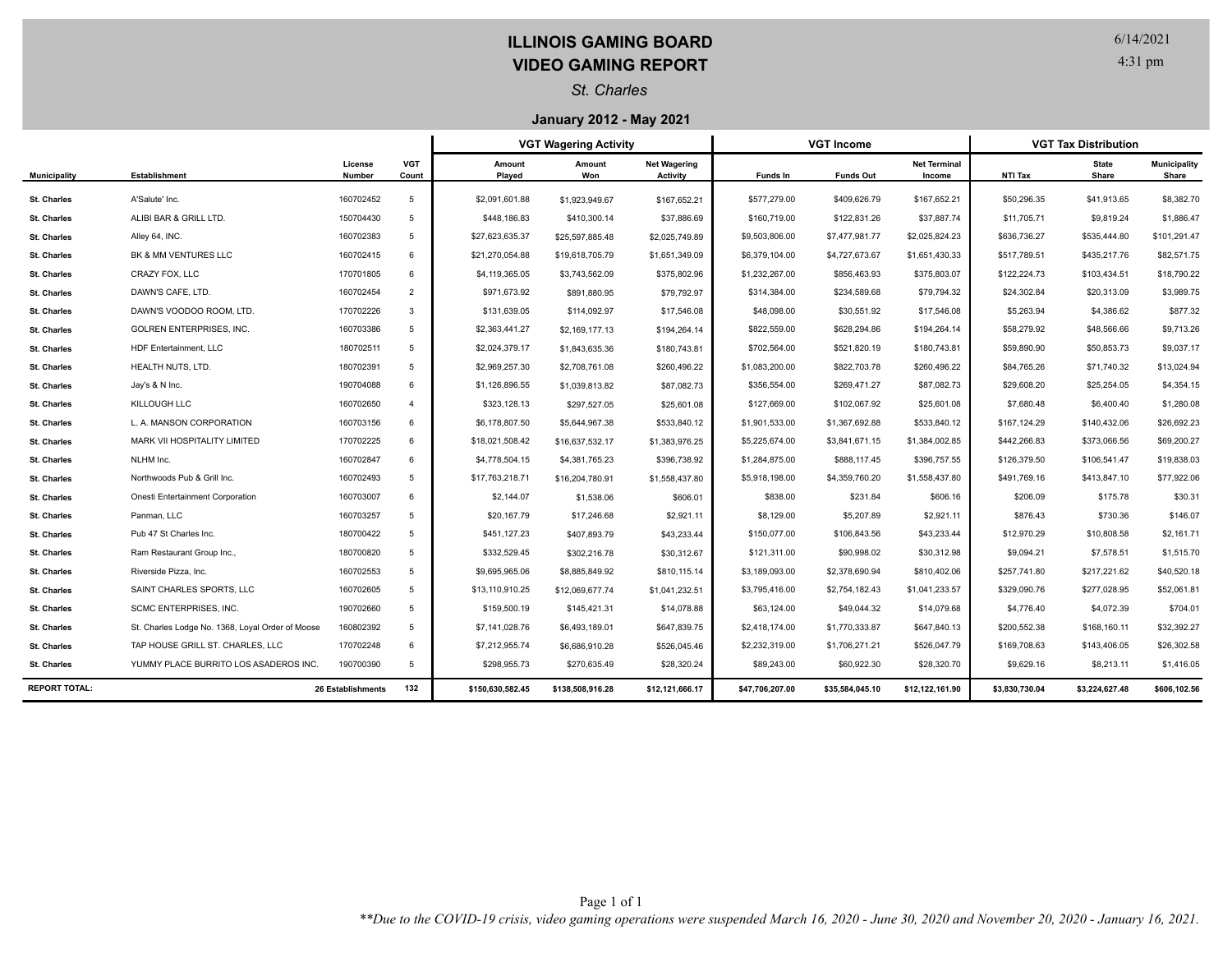# ILLINOIS GAMING BOARD
## VIDEO GAMING REPORT

*St. Charles*

**January 2012 - May 2021**

6/14/2021
4:31 pm

| | | | | VGT Wagering Activity | | | VGT Income | | | VGT Tax Distribution | | |
|---|---|---|---|---|---|---|---|---|---|---|---|---|
| **Municipality** | **Establishment** | **License Number** | **VGT Count** | **Amount Played** | **Amount Won** | **Net Wagering Activity** | **Funds In** | **Funds Out** | **Net Terminal Income** | **NTI Tax** | **State Share** | **Municipality Share** |
| **St. Charles** | A'Salute' Inc. | 160702452 | 5 | $2,091,601.88 | $1,923,949.67 | $167,652.21 | $577,279.00 | $409,626.79 | $167,652.21 | $50,296.35 | $41,913.65 | $8,382.70 |
| **St. Charles** | ALIBI BAR & GRILL LTD. | 150704430 | 5 | $448,186.83 | $410,300.14 | $37,886.69 | $160,719.00 | $122,831.26 | $37,887.74 | $11,705.71 | $9,819.24 | $1,886.47 |
| **St. Charles** | Alley 64, INC. | 160702383 | 5 | $27,623,635.37 | $25,597,885.48 | $2,025,749.89 | $9,503,806.00 | $7,477,981.77 | $2,025,824.23 | $636,736.27 | $535,444.80 | $101,291.47 |
| **St. Charles** | BK & MM VENTURES LLC | 160702415 | 6 | $21,270,054.88 | $19,618,705.79 | $1,651,349.09 | $6,379,104.00 | $4,727,673.67 | $1,651,430.33 | $517,789.51 | $435,217.76 | $82,571.75 |
| **St. Charles** | CRAZY FOX, LLC | 170701805 | 6 | $4,119,365.05 | $3,743,562.09 | $375,802.96 | $1,232,267.00 | $856,463.93 | $375,803.07 | $122,224.73 | $103,434.51 | $18,790.22 |
| **St. Charles** | DAWN'S CAFE, LTD. | 160702454 | 2 | $971,673.92 | $891,880.95 | $79,792.97 | $314,384.00 | $234,589.68 | $79,794.32 | $24,302.84 | $20,313.09 | $3,989.75 |
| **St. Charles** | DAWN'S VOODOO ROOM, LTD. | 170702226 | 3 | $131,639.05 | $114,092.97 | $17,546.08 | $48,098.00 | $30,551.92 | $17,546.08 | $5,263.94 | $4,386.62 | $877.32 |
| **St. Charles** | GOLREN ENTERPRISES, INC. | 160703386 | 5 | $2,363,441.27 | $2,169,177.13 | $194,264.14 | $822,559.00 | $628,294.86 | $194,264.14 | $58,279.92 | $48,566.66 | $9,713.26 |
| **St. Charles** | HDF Entertainment, LLC | 180702511 | 5 | $2,024,379.17 | $1,843,635.36 | $180,743.81 | $702,564.00 | $521,820.19 | $180,743.81 | $59,890.90 | $50,853.73 | $9,037.17 |
| **St. Charles** | HEALTH NUTS, LTD. | 180702391 | 5 | $2,969,257.30 | $2,708,761.08 | $260,496.22 | $1,083,200.00 | $822,703.78 | $260,496.22 | $84,765.26 | $71,740.32 | $13,024.94 |
| **St. Charles** | Jay's & N Inc. | 190704088 | 6 | $1,126,896.55 | $1,039,813.82 | $87,082.73 | $356,554.00 | $269,471.27 | $87,082.73 | $29,608.20 | $25,254.05 | $4,354.15 |
| **St. Charles** | KILLOUGH LLC | 160702650 | 4 | $323,128.13 | $297,527.05 | $25,601.08 | $127,669.00 | $102,067.92 | $25,601.08 | $7,680.48 | $6,400.40 | $1,280.08 |
| **St. Charles** | L. A. MANSON CORPORATION | 160703156 | 6 | $6,178,807.50 | $5,644,967.38 | $533,840.12 | $1,901,533.00 | $1,367,692.88 | $533,840.12 | $167,124.29 | $140,432.06 | $26,692.23 |
| **St. Charles** | MARK VII HOSPITALITY LIMITED | 170702225 | 6 | $18,021,508.42 | $16,637,532.17 | $1,383,976.25 | $5,225,674.00 | $3,841,671.15 | $1,384,002.85 | $442,266.83 | $373,066.56 | $69,200.27 |
| **St. Charles** | NLHM Inc. | 160702847 | 6 | $4,778,504.15 | $4,381,765.23 | $396,738.92 | $1,284,875.00 | $888,117.45 | $396,757.55 | $126,379.50 | $106,541.47 | $19,838.03 |
| **St. Charles** | Northwoods Pub & Grill Inc. | 160702493 | 5 | $17,763,218.71 | $16,204,780.91 | $1,558,437.80 | $5,918,198.00 | $4,359,760.20 | $1,558,437.80 | $491,769.16 | $413,847.10 | $77,922.06 |
| **St. Charles** | Onesti Entertainment Corporation | 160703007 | 6 | $2,144.07 | $1,538.06 | $606.01 | $838.00 | $231.84 | $606.16 | $206.09 | $175.78 | $30.31 |
| **St. Charles** | Panman, LLC | 160703257 | 5 | $20,167.79 | $17,246.68 | $2,921.11 | $8,129.00 | $5,207.89 | $2,921.11 | $876.43 | $730.36 | $146.07 |
| **St. Charles** | Pub 47 St Charles Inc. | 180700422 | 5 | $451,127.23 | $407,893.79 | $43,233.44 | $150,077.00 | $106,843.56 | $43,233.44 | $12,970.29 | $10,808.58 | $2,161.71 |
| **St. Charles** | Ram Restaurant Group Inc., | 180700820 | 5 | $332,529.45 | $302,216.78 | $30,312.67 | $121,311.00 | $90,998.02 | $30,312.98 | $9,094.21 | $7,578.51 | $1,515.70 |
| **St. Charles** | Riverside Pizza, Inc. | 160702553 | 5 | $9,695,965.06 | $8,885,849.92 | $810,115.14 | $3,189,093.00 | $2,378,690.94 | $810,402.06 | $257,741.80 | $217,221.62 | $40,520.18 |
| **St. Charles** | SAINT CHARLES SPORTS, LLC | 160702605 | 5 | $13,110,910.25 | $12,069,677.74 | $1,041,232.51 | $3,795,416.00 | $2,754,182.43 | $1,041,233.57 | $329,090.76 | $277,028.95 | $52,061.81 |
| **St. Charles** | SCMC ENTERPRISES, INC. | 190702660 | 5 | $159,500.19 | $145,421.31 | $14,078.88 | $63,124.00 | $49,044.32 | $14,079.68 | $4,776.40 | $4,072.39 | $704.01 |
| **St. Charles** | St. Charles Lodge No. 1368, Loyal Order of Moose | 160802392 | 5 | $7,141,028.76 | $6,493,189.01 | $647,839.75 | $2,418,174.00 | $1,770,333.87 | $647,840.13 | $200,552.38 | $168,160.11 | $32,392.27 |
| **St. Charles** | TAP HOUSE GRILL ST. CHARLES, LLC | 170702248 | 6 | $7,212,955.74 | $6,686,910.28 | $526,045.46 | $2,232,319.00 | $1,706,271.21 | $526,047.79 | $169,708.63 | $143,406.05 | $26,302.58 |
| **St. Charles** | YUMMY PLACE BURRITO LOS ASADEROS INC. | 190700390 | 5 | $298,955.73 | $270,635.49 | $28,320.24 | $89,243.00 | $60,922.30 | $28,320.70 | $9,629.16 | $8,213.11 | $1,416.05 |
| **REPORT TOTAL:** | | **26 Establishments** | **132** | **$150,630,582.45** | **$138,508,916.28** | **$12,121,666.17** | **$47,706,207.00** | **$35,584,045.10** | **$12,122,161.90** | **$3,830,730.04** | **$3,224,627.48** | **$606,102.56** |

*\*\*Due to the COVID-19 crisis, video gaming operations were suspended March 16, 2020 - June 30, 2020 and November 20, 2020 - January 16, 2021.*